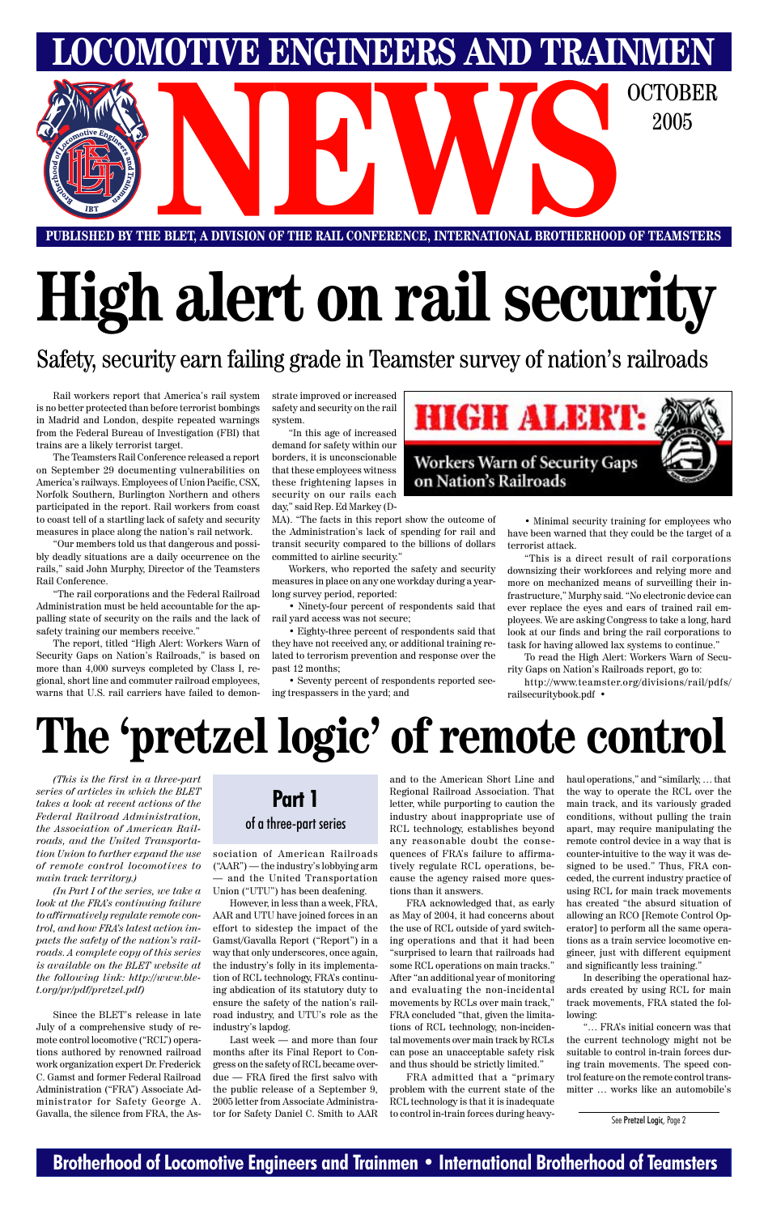# LOCOMOTIVE ENGINEERS AND TRAINMEN NEWS

OCTOBER 2005

PUBLISHED BY THE BLET, A DIVISION OF THE RAIL CONFERENCE, INTERNATIONAL BROTHERHOOD OF TEAMSTERS

# High alert on rail security

## Safety, security earn failing grade in Teamster survey of nation's railroads

Rail workers report that America's rail system is no better protected than before terrorist bombings in Madrid and London, despite repeated warnings from the Federal Bureau of Investigation (FBI) that trains are a likely terrorist target.

The Teamsters Rail Conference released a report on September 29 documenting vulnerabilities on America's railways. Employees of Union Pacific, CSX, Norfolk Southern, Burlington Northern and others participated in the report. Rail workers from coast to coast tell of a startling lack of safety and security measures in place along the nation's rail network.

"Our members told us that dangerous and possibly deadly situations are a daily occurrence on the rails," said John Murphy, Director of the Teamsters Rail Conference.

"The rail corporations and the Federal Railroad Administration must be held accountable for the appalling state of security on the rails and the lack of safety training our members receive."

The report, titled "High Alert: Workers Warn of Security Gaps on Nation's Railroads," is based on more than 4,000 surveys completed by Class I, regional, short line and commuter railroad employees, warns that U.S. rail carriers have failed to demonstrate improved or increased safety and security on the rail system.

"In this age of increased demand for safety within our borders, it is unconscionable that these employees witness these frightening lapses in security on our rails each day," said Rep. Ed Markey (D-MA). "The facts in this report show the outcome of the Administration's lack of spending for rail and transit security compared to the billions of dollars committed to airline security."

**HIGH ALERT: Workers Warn of Security Gaps on Nation's Railroads**

Workers, who reported the safety and security measures in place on any one workday during a year-long survey period, reported:

- Ninety-four percent of respondents said that rail yard access was not secure;
- Eighty-three percent of respondents said that they have not received any, or additional training related to terrorism prevention and response over the past 12 months;
- Seventy percent of respondents reported seeing trespassers in the yard; and
- Minimal security training for employees who have been warned that they could be the target of a terrorist attack.

"This is a direct result of rail corporations downsizing their workforces and relying more and more on mechanized means of surveilling their infrastructure," Murphy said. "No electronic device can ever replace the eyes and ears of trained rail employees. We are asking Congress to take a long, hard look at our finds and bring the rail corporations to task for having allowed lax systems to continue."

To read the High Alert: Workers Warn of Security Gaps on Nation's Railroads report, go to:

http://www.teamster.org/divisions/rail/pdfs/railsecuritybook.pdf •

# The 'pretzel logic' of remote control

**Part 1**
of a three-part series

*(This is the first in a three-part series of articles in which the BLET takes a look at recent actions of the Federal Railroad Administration, the Association of American Railroads, and the United Transportation Union to further expand the use of remote control locomotives to main track territory.)*

*(In Part I of the series, we take a look at the FRA's continuing failure to affirmatively regulate remote control, and how FRA's latest action impacts the safety of the nation's railroads. A complete copy of this series is available on the BLET website at the following link: http://www.blet.org/pr/pdf/pretzel.pdf)*

Since the BLET's release in late July of a comprehensive study of remote control locomotive ("RCL") operations authored by renowned railroad work organization expert Dr. Frederick C. Gamst and former Federal Railroad Administration ("FRA") Associate Administrator for Safety George A. Gavalla, the silence from FRA, the Association of American Railroads ("AAR") — the industry's lobbying arm — and the United Transportation Union ("UTU") has been deafening.

However, in less than a week, FRA, AAR and UTU have joined forces in an effort to sidestep the impact of the Gamst/Gavalla Report ("Report") in a way that only underscores, once again, the industry's folly in its implementation of RCL technology, FRA's continuing abdication of its statutory duty to ensure the safety of the nation's railroad industry, and UTU's role as the industry's lapdog.

Last week — and more than four months after its Final Report to Congress on the safety of RCL became overdue — FRA fired the first salvo with the public release of a September 9, 2005 letter from Associate Administrator for Safety Daniel C. Smith to AAR and to the American Short Line and Regional Railroad Association. That letter, while purporting to caution the industry about inappropriate use of RCL technology, establishes beyond any reasonable doubt the consequences of FRA's failure to affirmatively regulate RCL operations, because the agency raised more questions than it answers.

FRA acknowledged that, as early as May of 2004, it had concerns about the use of RCL outside of yard switching operations and that it had been "surprised to learn that railroads had some RCL operations on main tracks." After "an additional year of monitoring and evaluating the non-incidental movements by RCLs over main track," FRA concluded "that, given the limitations of RCL technology, non-incidental movements over main track by RCLs can pose an unacceptable safety risk and thus should be strictly limited."

FRA admitted that a "primary problem with the current state of the RCL technology is that it is inadequate to control in-train forces during heavy-haul operations," and "similarly, … that the way to operate the RCL over the main track, and its variously graded conditions, without pulling the train apart, may require manipulating the remote control device in a way that is counter-intuitive to the way it was designed to be used." Thus, FRA conceded, the current industry practice of using RCL for main track movements has created "the absurd situation of allowing an RCO [Remote Control Operator] to perform all the same operations as a train service locomotive engineer, just with different equipment and significantly less training."

In describing the operational hazards created by using RCL for main track movements, FRA stated the following:

"… FRA's initial concern was that the current technology might not be suitable to control in-train forces during train movements. The speed control feature on the remote control transmitter … works like an automobile's

See Pretzel Logic, Page 2

**Brotherhood of Locomotive Engineers and Trainmen • International Brotherhood of Teamsters**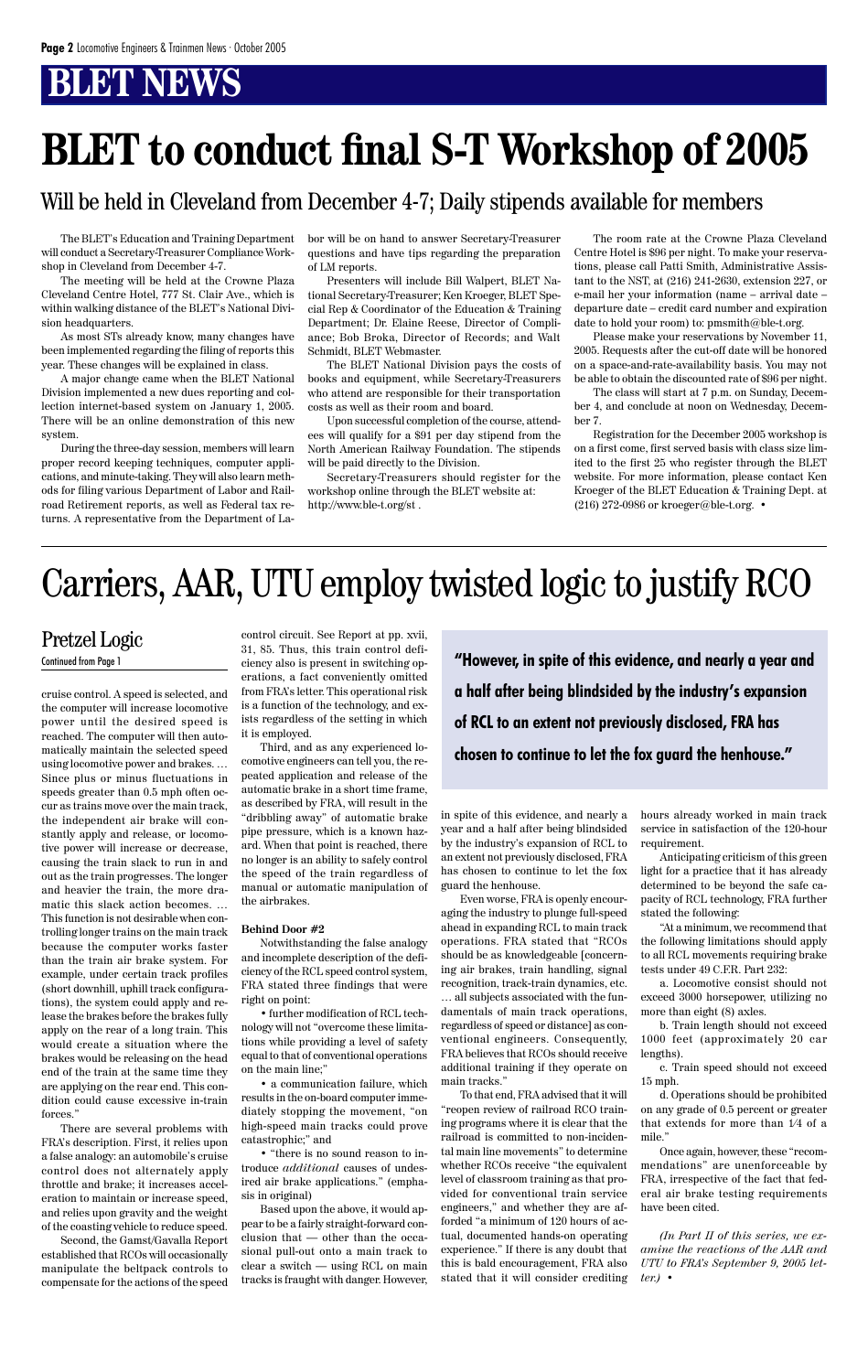# BLET NEWS

# BLET to conduct final S-T Workshop of 2005

## Will be held in Cleveland from December 4-7; Daily stipends available for members

The BLET's Education and Training Department will conduct a Secretary-Treasurer Compliance Workshop in Cleveland from December 4-7.

The meeting will be held at the Crowne Plaza Cleveland Centre Hotel, 777 St. Clair Ave., which is within walking distance of the BLET's National Division headquarters.

As most STs already know, many changes have been implemented regarding the filing of reports this year. These changes will be explained in class.

A major change came when the BLET National Division implemented a new dues reporting and collection internet-based system on January 1, 2005. There will be an online demonstration of this new system.

During the three-day session, members will learn proper record keeping techniques, computer applications, and minute-taking. They will also learn methods for filing various Department of Labor and Railroad Retirement reports, as well as Federal tax returns. A representative from the Department of Labor will be on hand to answer Secretary-Treasurer questions and have tips regarding the preparation of LM reports.

Presenters will include Bill Walpert, BLET National Secretary-Treasurer; Ken Kroeger, BLET Special Rep & Coordinator of the Education & Training Department; Dr. Elaine Reese, Director of Compliance; Bob Broka, Director of Records; and Walt Schmidt, BLET Webmaster.

The BLET National Division pays the costs of books and equipment, while Secretary-Treasurers who attend are responsible for their transportation costs as well as their room and board.

Upon successful completion of the course, attendees will qualify for a $91 per day stipend from the North American Railway Foundation. The stipends will be paid directly to the Division.

Secretary-Treasurers should register for the workshop online through the BLET website at: http://www.ble-t.org/st .

The room rate at the Crowne Plaza Cleveland Centre Hotel is $96 per night. To make your reservations, please call Patti Smith, Administrative Assistant to the NST, at (216) 241-2630, extension 227, or e-mail her your information (name – arrival date – departure date – credit card number and expiration date to hold your room) to: pmsmith@ble-t.org.

Please make your reservations by November 11, 2005. Requests after the cut-off date will be honored on a space-and-rate-availability basis. You may not be able to obtain the discounted rate of $96 per night.

The class will start at 7 p.m. on Sunday, December 4, and conclude at noon on Wednesday, December 7.

Registration for the December 2005 workshop is on a first come, first served basis with class size limited to the first 25 who register through the BLET website. For more information, please contact Ken Kroeger of the BLET Education & Training Dept. at (216) 272-0986 or kroeger@ble-t.org. •

# Carriers, AAR, UTU employ twisted logic to justify RCO

## Pretzel Logic

Continued from Page 1

cruise control. A speed is selected, and the computer will increase locomotive power until the desired speed is reached. The computer will then automatically maintain the selected speed using locomotive power and brakes. … Since plus or minus fluctuations in speeds greater than 0.5 mph often occur as trains move over the main track, the independent air brake will constantly apply and release, or locomotive power will increase or decrease, causing the train slack to run in and out as the train progresses. The longer and heavier the train, the more dramatic this slack action becomes. … This function is not desirable when controlling longer trains on the main track because the computer works faster than the train air brake system. For example, under certain track profiles (short downhill, uphill track configurations), the system could apply and release the brakes before the brakes fully apply on the rear of a long train. This would create a situation where the brakes would be releasing on the head end of the train at the same time they are applying on the rear end. This condition could cause excessive in-train forces."

There are several problems with FRA's description. First, it relies upon a false analogy: an automobile's cruise control does not alternately apply throttle and brake; it increases acceleration to maintain or increase speed, and relies upon gravity and the weight of the coasting vehicle to reduce speed.

Second, the Gamst/Gavalla Report established that RCOs will occasionally manipulate the beltpack controls to compensate for the actions of the speed control circuit. See Report at pp. xvii, 31, 85. Thus, this train control deficiency also is present in switching operations, a fact conveniently omitted from FRA's letter. This operational risk is a function of the technology, and exists regardless of the setting in which it is employed.

Third, and as any experienced locomotive engineers can tell you, the repeated application and release of the automatic brake in a short time frame, as described by FRA, will result in the "dribbling away" of automatic brake pipe pressure, which is a known hazard. When that point is reached, there no longer is an ability to safely control the speed of the train regardless of manual or automatic manipulation of the airbrakes.

**Behind Door #2**

Notwithstanding the false analogy and incomplete description of the deficiency of the RCL speed control system, FRA stated three findings that were right on point:

- further modification of RCL technology will not "overcome these limitations while providing a level of safety equal to that of conventional operations on the main line;"
- a communication failure, which results in the on-board computer immediately stopping the movement, "on high-speed main tracks could prove catastrophic;" and
- "there is no sound reason to introduce *additional* causes of undesired air brake applications." (emphasis in original)

Based upon the above, it would appear to be a fairly straight-forward conclusion that — other than the occasional pull-out onto a main track to clear a switch — using RCL on main tracks is fraught with danger. However, in spite of this evidence, and nearly a year and a half after being blindsided by the industry's expansion of RCL to an extent not previously disclosed, FRA has chosen to continue to let the fox guard the henhouse.

> **"However, in spite of this evidence, and nearly a year and a half after being blindsided by the industry's expansion of RCL to an extent not previously disclosed, FRA has chosen to continue to let the fox guard the henhouse."**

Even worse, FRA is openly encouraging the industry to plunge full-speed ahead in expanding RCL to main track operations. FRA stated that "RCOs should be as knowledgeable [concerning air brakes, train handling, signal recognition, track-train dynamics, etc. … all subjects associated with the fundamentals of main track operations, regardless of speed or distance] as conventional engineers. Consequently, FRA believes that RCOs should receive additional training if they operate on main tracks."

To that end, FRA advised that it will "reopen review of railroad RCO training programs where it is clear that the railroad is committed to non-incidental main line movements" to determine whether RCOs receive "the equivalent level of classroom training as that provided for conventional train service engineers," and whether they are afforded "a minimum of 120 hours of actual, documented hands-on operating experience." If there is any doubt that this is bald encouragement, FRA also stated that it will consider crediting hours already worked in main track service in satisfaction of the 120-hour requirement.

Anticipating criticism of this green light for a practice that it has already determined to be beyond the safe capacity of RCL technology, FRA further stated the following:

"At a minimum, we recommend that the following limitations should apply to all RCL movements requiring brake tests under 49 C.F.R. Part 232:

a. Locomotive consist should not exceed 3000 horsepower, utilizing no more than eight (8) axles.

b. Train length should not exceed 1000 feet (approximately 20 car lengths).

c. Train speed should not exceed 15 mph.

d. Operations should be prohibited on any grade of 0.5 percent or greater that extends for more than 1/4 of a mile."

Once again, however, these "recommendations" are unenforceable by FRA, irrespective of the fact that federal air brake testing requirements have been cited.

*(In Part II of this series, we examine the reactions of the AAR and UTU to FRA's September 9, 2005 letter.)* •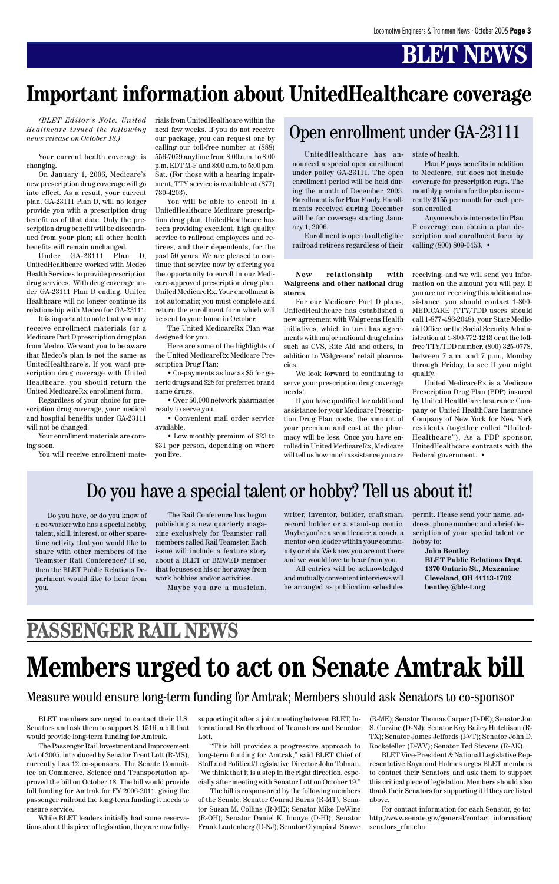# BLET NEWS

# Important information about UnitedHealthcare coverage

*(BLET Editor's Note: United Healthcare issued the following news release on October 18.)*

Your current health coverage is changing.

On January 1, 2006, Medicare's new prescription drug coverage will go into effect. As a result, your current plan, GA-23111 Plan D, will no longer provide you with a prescription drug benefit as of that date. Only the prescription drug benefit will be discontinued from your plan; all other health benefits will remain unchanged.

Under GA-23111 Plan D, UnitedHealthcare worked with Medco Health Services to provide prescription drug services. With drug coverage under GA-23111 Plan D ending, United Healthcare will no longer continue its relationship with Medco for GA-23111.

It is important to note that you may receive enrollment materials for a Medicare Part D prescription drug plan from Medco. We want you to be aware that Medco's plan is not the same as UnitedHealthcare's. If you want prescription drug coverage with United Healthcare, you should return the United MedicareRx enrollment form.

Regardless of your choice for prescription drug coverage, your medical and hospital benefits under GA-23111 will not be changed.

Your enrollment materials are coming soon.

You will receive enrollment materials from UnitedHealthcare within the next few weeks. If you do not receive our package, you can request one by calling our toll-free number at (888) 556-7059 anytime from 8:00 a.m. to 8:00 p.m. EDT M-F and 8:00 a.m. to 5:00 p.m. Sat. (For those with a hearing impairment, TTY service is available at (877) 730-4203).

You will be able to enroll in a UnitedHealthcare Medicare prescription drug plan. UnitedHealthcare has been providing excellent, high quality service to railroad employees and retirees, and their dependents, for the past 50 years. We are pleased to continue that service now by offering you the opportunity to enroll in our Medicare-approved prescription drug plan, United MedicareRx. Your enrollment is not automatic; you must complete and return the enrollment form which will be sent to your home in October.

The United MedicareRx Plan was designed for you.

Here are some of the highlights of the United MedicareRx Medicare Prescription Drug Plan:

- Co-payments as low as $5 for generic drugs and $28 for preferred brand name drugs.
- Over 50,000 network pharmacies ready to serve you.
- Convenient mail order service available.
- Low monthly premium of $23 to $31 per person, depending on where you live.

## Open enrollment under GA-23111

UnitedHealthcare has announced a special open enrollment under policy GA-23111. The open enrollment period will be held during the month of December, 2005. Enrollment is for Plan F only. Enrollments received during December will be for coverage starting January 1, 2006.

Enrollment is open to all eligible railroad retirees regardless of their state of health.

Plan F pays benefits in addition to Medicare, but does not include coverage for prescription rugs. The monthly premium for the plan is currently $155 per month for each person enrolled.

Anyone who is interested in Plan F coverage can obtain a plan description and enrollment form by calling (800) 809-0453. •

**New relationship with Walgreens and other national drug stores**

For our Medicare Part D plans, UnitedHealthcare has established a new agreement with Walgreens Health Initiatives, which in turn has agreements with major national drug chains such as CVS, Rite Aid and others, in addition to Walgreens' retail pharmacies.

We look forward to continuing to serve your prescription drug coverage needs!

If you have qualified for additional assistance for your Medicare Prescription Drug Plan costs, the amount of your premium and cost at the pharmacy will be less. Once you have enrolled in United MedicareRx, Medicare will tell us how much assistance you are receiving, and we will send you information on the amount you will pay. If you are not receiving this additional assistance, you should contact 1-800-MEDICARE (TTY/TDD users should call 1-877-486-2048), your State Medicaid Office, or the Social Security Administration at 1-800-772-1213 or at the toll-free TTY/TDD number, (800) 325-0778, between 7 a.m. and 7 p.m., Monday through Friday, to see if you might qualify.

United MedicareRx is a Medicare Prescription Drug Plan (PDP) insured by United HealthCare Insurance Company or United HealthCare Insurance Company of New York for New York residents (together called "United-Healthcare"). As a PDP sponsor, UnitedHealthcare contracts with the Federal government. •

## Do you have a special talent or hobby? Tell us about it!

Do you have, or do you know of a co-worker who has a special hobby, talent, skill, interest, or other sparetime activity that you would like to share with other members of the Teamster Rail Conference? If so, then the BLET Public Relations Department would like to hear from you.

The Rail Conference has begun publishing a new quarterly magazine exclusively for Teamster rail members called Rail Teamster. Each issue will include a feature story about a BLET or BMWED member that focuses on his or her away from work hobbies and/or activities.

Maybe you are a musician, writer, inventor, builder, craftsman, record holder or a stand-up comic. Maybe you're a scout leader, a coach, a mentor or a leader within your community or club. We know you are out there and we would love to hear from you.

All entries will be acknowledged and mutually convenient interviews will be arranged as publication schedules permit. Please send your name, address, phone number, and a brief description of your special talent or hobby to:

**John Bentley**
**BLET Public Relations Dept.**
**1370 Ontario St., Mezzanine**
**Cleveland, OH 44113-1702**
**bentley@ble-t.org**

# PASSENGER RAIL NEWS

# Members urged to act on Senate Amtrak bill

## Measure would ensure long-term funding for Amtrak; Members should ask Senators to co-sponsor

BLET members are urged to contact their U.S. Senators and ask them to support S. 1516, a bill that would provide long-term funding for Amtrak.

The Passenger Rail Investment and Improvement Act of 2005, introduced by Senator Trent Lott (R-MS), currently has 12 co-sponsors. The Senate Committee on Commerce, Science and Transportation approved the bill on October 18. The bill would provide full funding for Amtrak for FY 2006-2011, giving the passenger railroad the long-term funding it needs to ensure service.

While BLET leaders initially had some reservations about this piece of legislation, they are now fully-supporting it after a joint meeting between BLET, International Brotherhood of Teamsters and Senator Lott.

"This bill provides a progressive approach to long-term funding for Amtrak," said BLET Chief of Staff and Political/Legislative Director John Tolman. "We think that it is a step in the right direction, especially after meeting with Senator Lott on October 19."

The bill is cosponsored by the following members of the Senate: Senator Conrad Burns (R-MT); Senator Susan M. Collins (R-ME); Senator Mike DeWine (R-OH); Senator Daniel K. Inouye (D-HI); Senator Frank Lautenberg (D-NJ); Senator Olympia J. Snowe (R-ME); Senator Thomas Carper (D-DE); Senator Jon S. Corzine (D-NJ); Senator Kay Bailey Hutchison (R-TX); Senator James Jeffords (I-VT); Senator John D. Rockefeller (D-WV); Senator Ted Stevens (R-AK).

BLET Vice-President & National Legislative Representative Raymond Holmes urges BLET members to contact their Senators and ask them to support this critical piece of legislation. Members should also thank their Senators for supporting it if they are listed above.

For contact information for each Senator, go to: http://www.senate.gov/general/contact_information/senators_cfm.cfm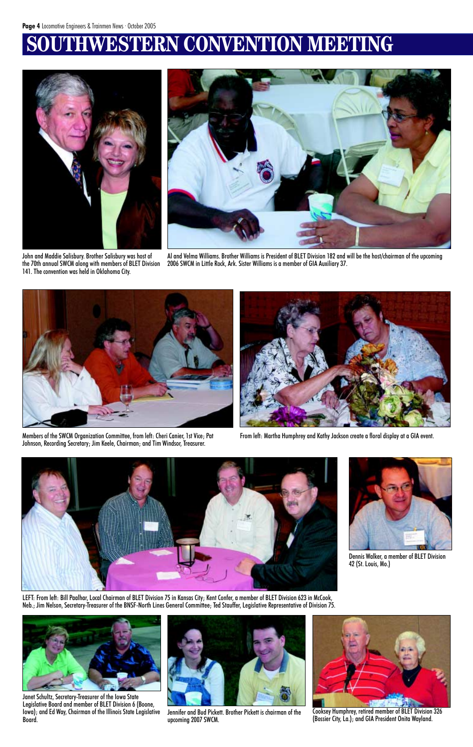# SOUTHWESTERN CONVENTION MEETING

John and Maddie Salisbury. Brother Salisbury was host of the 70th annual SWCM along with members of BLET Division 141. The convention was held in Oklahoma City.

Al and Velma Williams. Brother Williams is President of BLET Division 182 and will be the host/chairman of the upcoming 2006 SWCM in Little Rock, Ark. Sister Williams is a member of GIA Auxiliary 37.

Members of the SWCM Organization Committee, from left: Cheri Canier, 1st Vice; Pat Johnson, Recording Secretary; Jim Keele, Chairman; and Tim Windsor, Treasurer.

From left: Martha Humphrey and Kathy Jackson create a floral display at a GIA event.

LEFT: From left: Bill Paalhar, Local Chairman of BLET Division 75 in Kansas City; Kent Confer, a member of BLET Division 623 in McCook, Neb.; Jim Nelson, Secretary-Treasurer of the BNSF-North Lines General Committee; Ted Stauffer, Legislative Representative of Division 75.

Dennis Walker, a member of BLET Division 42 (St. Louis, Mo.)

Janet Schultz, Secretary-Treasurer of the Iowa State Legislative Board and member of BLET Division 6 (Boone, Iowa); and Ed Way, Chairman of the Illinois State Legislative Board.

Jennifer and Bud Pickett. Brother Pickett is chairman of the upcoming 2007 SWCM.

Cooksey Humphrey, retired member of BLET Division 326 (Bossier City, La.); and GIA President Onita Wayland.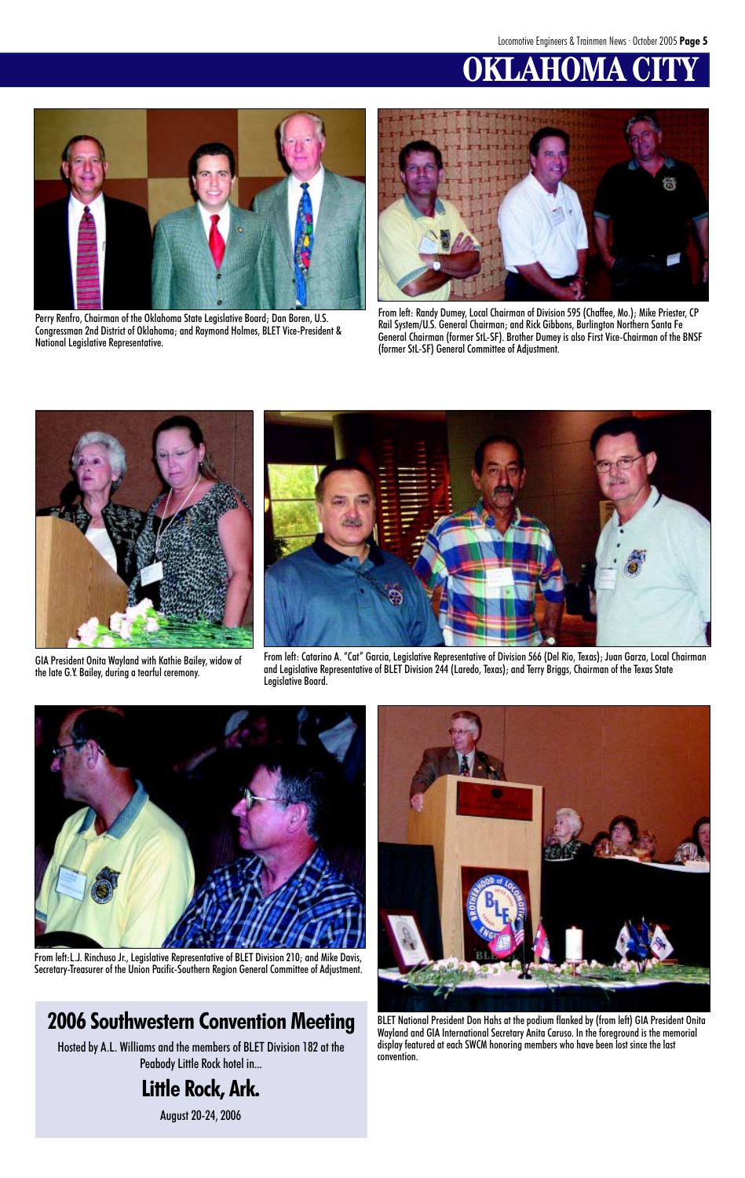# OKLAHOMA CITY

Perry Renfro, Chairman of the Oklahoma State Legislative Board; Dan Boren, U.S. Congressman 2nd District of Oklahoma; and Raymond Holmes, BLET Vice-President & National Legislative Representative.

From left: Randy Dumey, Local Chairman of Division 595 (Chaffee, Mo.); Mike Priester, CP Rail System/U.S. General Chairman; and Rick Gibbons, Burlington Northern Santa Fe General Chairman (former StL-SF). Brother Dumey is also First Vice-Chairman of the BNSF (former StL-SF) General Committee of Adjustment.

GIA President Onita Wayland with Kathie Bailey, widow of the late G.Y. Bailey, during a tearful ceremony.

From left: Catarino A. "Cat" Garcia, Legislative Representative of Division 566 (Del Rio, Texas); Juan Garza, Local Chairman and Legislative Representative of BLET Division 244 (Laredo, Texas); and Terry Briggs, Chairman of the Texas State Legislative Board.

From left: L.J. Rinchuso Jr., Legislative Representative of BLET Division 210; and Mike Davis, Secretary-Treasurer of the Union Pacific-Southern Region General Committee of Adjustment.

BLET National President Don Hahs at the podium flanked by (from left) GIA President Onita Wayland and GIA International Secretary Anita Caruso. In the foreground is the memorial display featured at each SWCM honoring members who have been lost since the last convention.

## 2006 Southwestern Convention Meeting

Hosted by A.L. Williams and the members of BLET Division 182 at the Peabody Little Rock hotel in...

### Little Rock, Ark.

August 20-24, 2006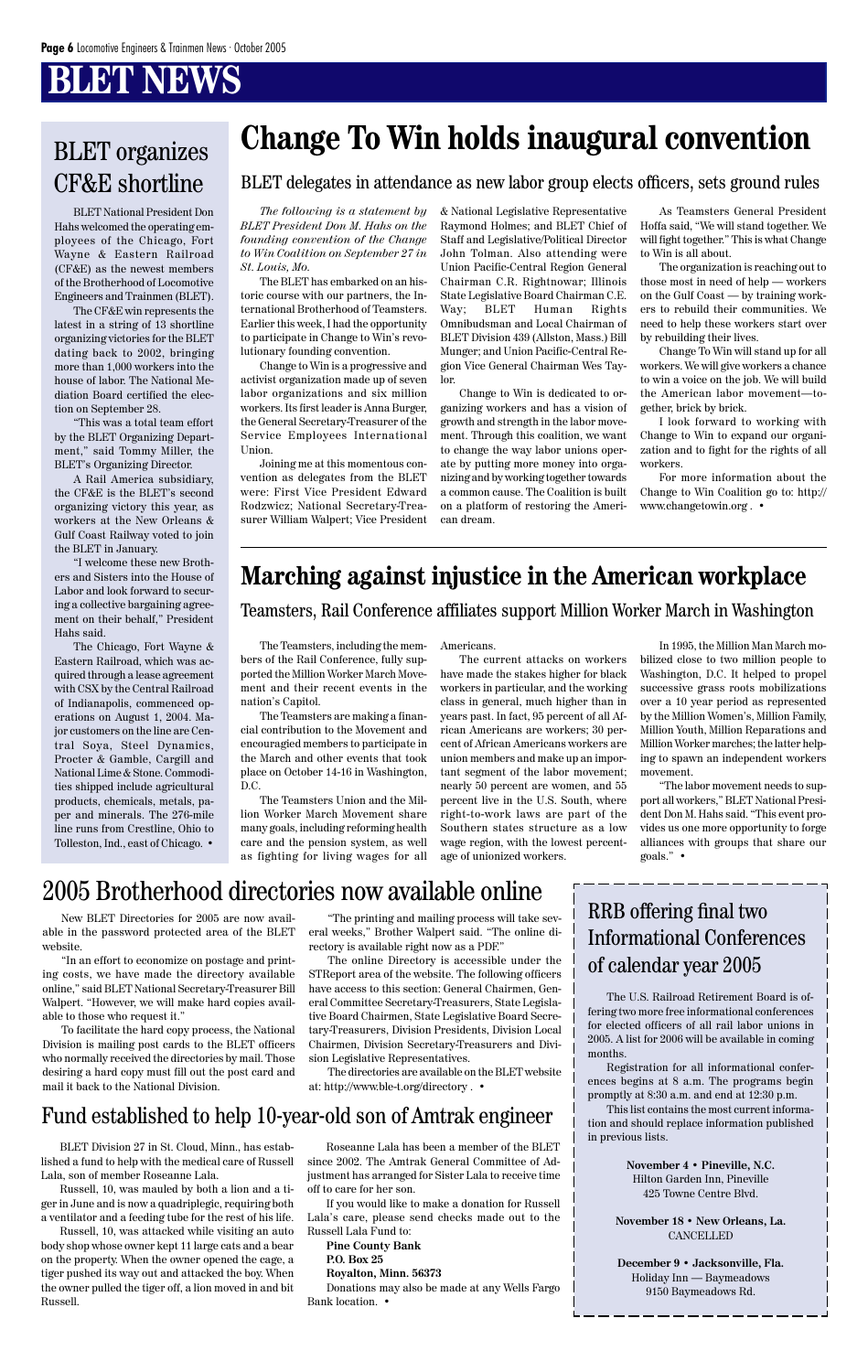# BLET NEWS

## BLET organizes CF&E shortline

BLET National President Don Hahs welcomed the operating employees of the Chicago, Fort Wayne & Eastern Railroad (CF&E) as the newest members of the Brotherhood of Locomotive Engineers and Trainmen (BLET).

The CF&E win represents the latest in a string of 13 shortline organizing victories for the BLET dating back to 2002, bringing more than 1,000 workers into the house of labor. The National Mediation Board certified the election on September 28.

"This was a total team effort by the BLET Organizing Department," said Tommy Miller, the BLET's Organizing Director.

A Rail America subsidiary, the CF&E is the BLET's second organizing victory this year, as workers at the New Orleans & Gulf Coast Railway voted to join the BLET in January.

"I welcome these new Brothers and Sisters into the House of Labor and look forward to securing a collective bargaining agreement on their behalf," President Hahs said.

The Chicago, Fort Wayne & Eastern Railroad, which was acquired through a lease agreement with CSX by the Central Railroad of Indianapolis, commenced operations on August 1, 2004. Major customers on the line are Central Soya, Steel Dynamics, Procter & Gamble, Cargill and National Lime & Stone. Commodities shipped include agricultural products, chemicals, metals, paper and minerals. The 276-mile line runs from Crestline, Ohio to Tolleston, Ind., east of Chicago. •

# Change To Win holds inaugural convention

### BLET delegates in attendance as new labor group elects officers, sets ground rules

*The following is a statement by BLET President Don M. Hahs on the founding convention of the Change to Win Coalition on September 27 in St. Louis, Mo.*

The BLET has embarked on an historic course with our partners, the International Brotherhood of Teamsters. Earlier this week, I had the opportunity to participate in Change to Win's revolutionary founding convention.

Change to Win is a progressive and activist organization made up of seven labor organizations and six million workers. Its first leader is Anna Burger, the General Secretary-Treasurer of the Service Employees International Union.

Joining me at this momentous convention as delegates from the BLET were: First Vice President Edward Rodzwicz; National Secretary-Treasurer William Walpert; Vice President & National Legislative Representative Raymond Holmes; and BLET Chief of Staff and Legislative/Political Director John Tolman. Also attending were Union Pacific-Central Region General Chairman C.R. Rightnowar; Illinois State Legislative Board Chairman C.E. Way; BLET Human Rights Omnibudsman and Local Chairman of BLET Division 439 (Allston, Mass.) Bill Munger; and Union Pacific-Central Region Vice General Chairman Wes Taylor.

Change to Win is dedicated to organizing workers and has a vision of growth and strength in the labor movement. Through this coalition, we want to change the way labor unions operate by putting more money into organizing and by working together towards a common cause. The Coalition is built on a platform of restoring the American dream.

As Teamsters General President Hoffa said, "We will stand together. We will fight together." This is what Change to Win is all about.

The organization is reaching out to those most in need of help — workers on the Gulf Coast — by training workers to rebuild their communities. We need to help these workers start over by rebuilding their lives.

Change To Win will stand up for all workers. We will give workers a chance to win a voice on the job. We will build the American labor movement—together, brick by brick.

I look forward to working with Change to Win to expand our organization and to fight for the rights of all workers.

For more information about the Change to Win Coalition go to: http://www.changetowin.org . •

# Marching against injustice in the American workplace

### Teamsters, Rail Conference affiliates support Million Worker March in Washington

The Teamsters, including the members of the Rail Conference, fully supported the Million Worker March Movement and their recent events in the nation's Capitol.

The Teamsters are making a financial contribution to the Movement and encouragied members to participate in the March and other events that took place on October 14-16 in Washington, D.C.

The Teamsters Union and the Million Worker March Movement share many goals, including reforming health care and the pension system, as well as fighting for living wages for all Americans.

The current attacks on workers have made the stakes higher for black workers in particular, and the working class in general, much higher than in years past. In fact, 95 percent of all African Americans are workers; 30 percent of African Americans workers are union members and make up an important segment of the labor movement; nearly 50 percent are women, and 55 percent live in the U.S. South, where right-to-work laws are part of the Southern states structure as a low wage region, with the lowest percentage of unionized workers.

In 1995, the Million Man March mobilized close to two million people to Washington, D.C. It helped to propel successive grass roots mobilizations over a 10 year period as represented by the Million Women's, Million Family, Million Youth, Million Reparations and Million Worker marches; the latter helping to spawn an independent workers movement.

"The labor movement needs to support all workers," BLET National President Don M. Hahs said. "This event provides us one more opportunity to forge alliances with groups that share our goals." •

## 2005 Brotherhood directories now available online

New BLET Directories for 2005 are now available in the password protected area of the BLET website.

"In an effort to economize on postage and printing costs, we have made the directory available online," said BLET National Secretary-Treasurer Bill Walpert. "However, we will make hard copies available to those who request it."

To facilitate the hard copy process, the National Division is mailing post cards to the BLET officers who normally received the directories by mail. Those desiring a hard copy must fill out the post card and mail it back to the National Division.

"The printing and mailing process will take several weeks," Brother Walpert said. "The online directory is available right now as a PDF."

The online Directory is accessible under the STReport area of the website. The following officers have access to this section: General Chairmen, General Committee Secretary-Treasurers, State Legislative Board Chairmen, State Legislative Board Secretary-Treasurers, Division Presidents, Division Local Chairmen, Division Secretary-Treasurers and Division Legislative Representatives.

The directories are available on the BLET website at: http://www.ble-t.org/directory . •

## Fund established to help 10-year-old son of Amtrak engineer

BLET Division 27 in St. Cloud, Minn., has established a fund to help with the medical care of Russell Lala, son of member Roseanne Lala.

Russell, 10, was mauled by both a lion and a tiger in June and is now a quadriplegic, requiring both a ventilator and a feeding tube for the rest of his life.

Russell, 10, was attacked while visiting an auto body shop whose owner kept 11 large cats and a bear on the property. When the owner opened the cage, a tiger pushed its way out and attacked the boy. When the owner pulled the tiger off, a lion moved in and bit Russell.

Roseanne Lala has been a member of the BLET since 2002. The Amtrak General Committee of Adjustment has arranged for Sister Lala to receive time off to care for her son.

If you would like to make a donation for Russell Lala's care, please send checks made out to the Russell Lala Fund to:

**Pine County Bank**
**P.O. Box 25**
**Royalton, Minn. 56373**

Donations may also be made at any Wells Fargo Bank location. •

## RRB offering final two Informational Conferences of calendar year 2005

The U.S. Railroad Retirement Board is offering two more free informational conferences for elected officers of all rail labor unions in 2005. A list for 2006 will be available in coming months.

Registration for all informational conferences begins at 8 a.m. The programs begin promptly at 8:30 a.m. and end at 12:30 p.m.

This list contains the most current information and should replace information published in previous lists.

**November 4 • Pineville, N.C.**
Hilton Garden Inn, Pineville
425 Towne Centre Blvd.

**November 18 • New Orleans, La.**
CANCELLED

**December 9 • Jacksonville, Fla.**
Holiday Inn — Baymeadows
9150 Baymeadows Rd.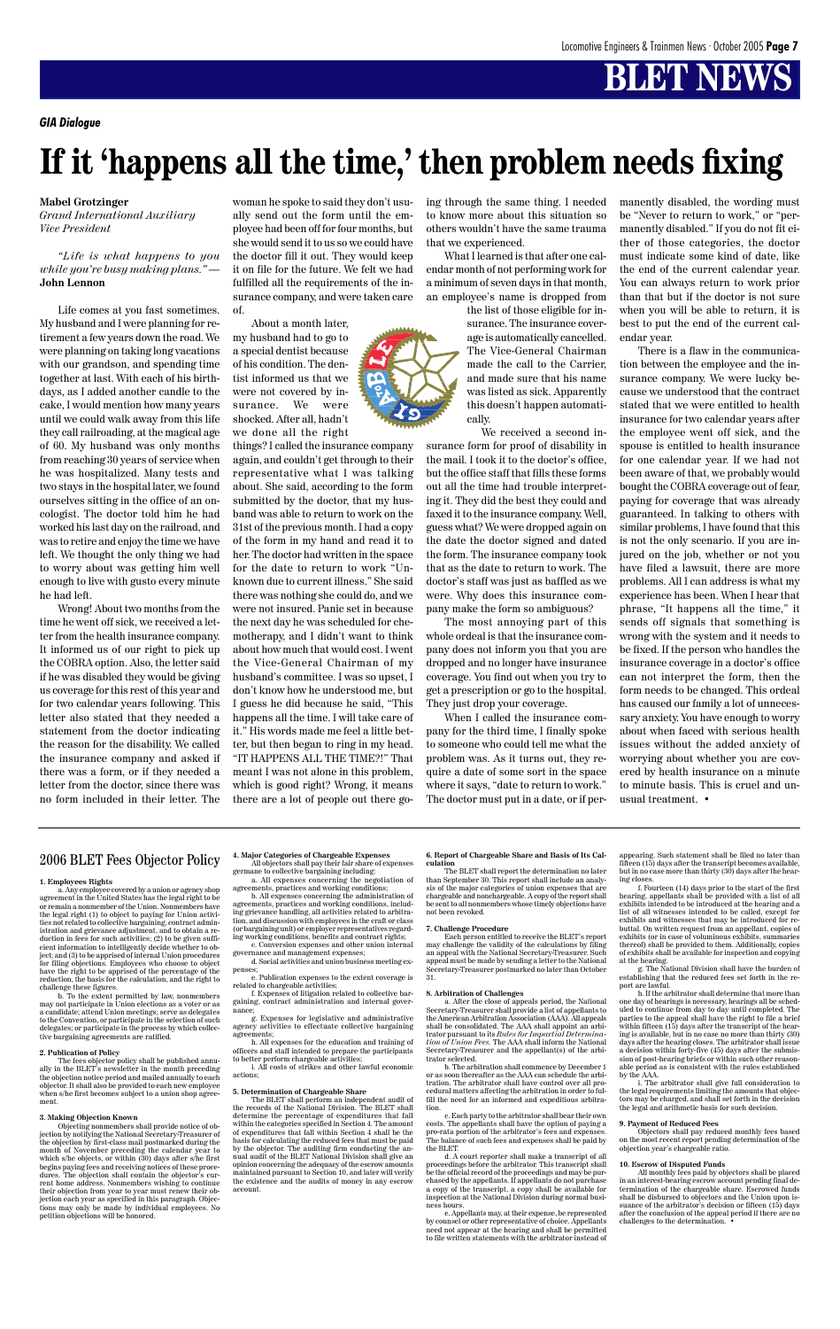## GIA Dialogue

# If it 'happens all the time,' then problem needs fixing

**Mabel Grotzinger**
*Grand International Auxiliary Vice President*

*"Life is what happens to you while you're busy making plans."* — **John Lennon**

Life comes at you fast sometimes. My husband and I were planning for retirement a few years down the road. We were planning on taking long vacations with our grandson, and spending time together at last. With each of his birthdays, as I added another candle to the cake, I would mention how many years until we could walk away from this life they call railroading, at the magical age of 60. My husband was only months from reaching 30 years of service when he was hospitalized. Many tests and two stays in the hospital later, we found ourselves sitting in the office of an oncologist. The doctor told him he had worked his last day on the railroad, and was to retire and enjoy the time we have left. We thought the only thing we had to worry about was getting him well enough to live with gusto every minute he had left.

Wrong! About two months from the time he went off sick, we received a letter from the health insurance company. It informed us of our right to pick up the COBRA option. Also, the letter said if he was disabled they would be giving us coverage for this rest of this year and for two calendar years following. This letter also stated that they needed a statement from the doctor indicating the reason for the disability. We called the insurance company and asked if there was a form, or if they needed a letter from the doctor, since there was no form included in their letter. The woman he spoke to said they don't usually send out the form until the employee had been off for four months, but she would send it to us so we could have the doctor fill it out. They would keep it on file for the future. We felt we had fulfilled all the requirements of the insurance company, and were taken care of.

About a month later, my husband had to go to a special dentist because of his condition. The dentist informed us that we were not covered by insurance. We were shocked. After all, hadn't we done all the right things? I called the insurance company again, and couldn't get through to their representative what I was talking about. She said, according to the form submitted by the doctor, that my husband was able to return to work on the 31st of the previous month. I had a copy of the form in my hand and read it to her. The doctor had written in the space for the date to return to work "Unknown due to current illness." She said there was nothing she could do, and we were not insured. Panic set in because the next day he was scheduled for chemotherapy, and I didn't want to think about how much that would cost. I went the Vice-General Chairman of my husband's committee. I was so upset, I don't know how he understood me, but I guess he did because he said, "This happens all the time. I will take care of it." His words made me feel a little better, but then began to ring in my head. "IT HAPPENS ALL THE TIME?!" That meant I was not alone in this problem, which is good right? Wrong, it means there are a lot of people out there going through the same thing. I needed to know more about this situation so others wouldn't have the same trauma that we experienced.

What I learned is that after one calendar month of not performing work for a minimum of seven days in that month, an employee's name is dropped from the list of those eligible for insurance. The insurance coverage is automatically cancelled. The Vice-General Chairman made the call to the Carrier, and made sure that his name was listed as sick. Apparently this doesn't happen automatically.

We received a second insurance form for proof of disability in the mail. I took it to the doctor's office, but the office staff that fills these forms out all the time had trouble interpreting it. They did the best they could and faxed it to the insurance company. Well, guess what? We were dropped again on the date the doctor signed and dated the form. The insurance company took that as the date to return to work. The doctor's staff was just as baffled as we were. Why does this insurance company make the form so ambiguous?

The most annoying part of this whole ordeal is that the insurance company does not inform you that you are dropped and no longer have insurance coverage. You find out when you try to get a prescription or go to the hospital. They just drop your coverage.

When I called the insurance company for the third time, I finally spoke to someone who could tell me what the problem was. As it turns out, they require a date of some sort in the space where it says, "date to return to work." The doctor must put in a date, or if permanently disabled, the wording must be "Never to return to work," or "permanently disabled." If you do not fit either of those categories, the doctor must indicate some kind of date, like the end of the current calendar year. You can always return to work prior than that but if the doctor is not sure when you will be able to return, it is best to put the end of the current calendar year.

There is a flaw in the communication between the employee and the insurance company. We were lucky because we understood that the contract stated that we were entitled to health insurance for two calendar years after the employee went off sick, and the spouse is entitled to health insurance for one calendar year. If we had not been aware of that, we probably would bought the COBRA coverage out of fear, paying for coverage that was already guaranteed. In talking to others with similar problems, I have found that this is not the only scenario. If you are injured on the job, whether or not you have filed a lawsuit, there are more problems. All I can address is what my experience has been. When I hear that phrase, "It happens all the time," it sends off signals that something is wrong with the system and it needs to be fixed. If the person who handles the insurance coverage in a doctor's office can not interpret the form, then the form needs to be changed. This ordeal has caused our family a lot of unnecessary anxiety. You have enough to worry about when faced with serious health issues without the added anxiety of worrying about whether you are covered by health insurance on a minute to minute basis. This is cruel and unusual treatment. •

## 2006 BLET Fees Objector Policy

**1. Employees Rights**

a. Any employee covered by a union or agency shop agreement in the United States has the legal right to be or remain a nonmember of the Union. Nonmembers have the legal right (1) to object to paying for Union activities not related to collective bargaining, contract administration and grievance adjustment, and to obtain a reduction in fees for such activities; (2) to be given sufficient information to intelligently decide whether to object; and (3) to be apprised of internal Union procedures for filing objections. Employees who choose to object have the right to be apprised of the percentage of the reduction, the basis for the calculation, and the right to challenge these figures.

b. To the extent permitted by law, nonmembers may not participate in Union elections as a voter or as a candidate; attend Union meetings; serve as delegates to the Convention, or participate in the selection of such delegates; or participate in the process by which collective bargaining agreements are ratified.

**2. Publication of Policy**

The fees objector policy shall be published annually in the BLET's newsletter in the month preceding the objection notice period and mailed annually to each objector. It shall also be provided to each new employee when s/he first becomes subject to a union shop agreement.

**3. Making Objection Known**

Objecting nonmembers shall provide notice of objection by notifying the National Secretary-Treasurer of the objection by first-class mail postmarked during the month of November preceding the calendar year to which s/he objects, or within (30) days after s/he first begins paying fees and receiving notices of these procedures. The objection shall contain the objector's current home address. Nonmembers wishing to continue their objection from year to year must renew their objection each year as specified in this paragraph. Objections may only be made by individual employees. No petition objections will be honored.

**4. Major Categories of Chargeable Expenses**

All objectors shall pay their fair share of expenses germane to collective bargaining including:

a. All expenses concerning the negotiation of agreements, practices and working conditions;

b. All expenses concerning the administration of agreements, practices and working conditions, including grievance handling, all activities related to arbitration, and discussion with employees in the craft or class (or bargaining unit) or employer representatives regarding working conditions, benefits and contract rights;

c. Conversion expenses and other union internal governance and management expenses;

d. Social activities and union business meeting expenses;

e. Publication expenses to the extent coverage is related to chargeable activities;

f. Expenses of litigation related to collective bargaining, contract administration and internal governance;

g. Expenses for legislative and administrative agency activities to effectuate collective bargaining agreements;

h. All expenses for the education and training of officers and staff intended to prepare the participants to better perform chargeable activities;

i. All costs of strikes and other lawful economic actions;

**5. Determination of Chargeable Share**

The BLET shall perform an independent audit of the records of the National Division. The BLET shall determine the percentage of expenditures that fall within the categories specified in Section 4. The amount of expenditures that fall within Section 4 shall be the basis for calculating the reduced fees that must be paid by the objector. The auditing firm conducting the annual audit of the BLET National Division shall give an opinion concerning the adequacy of the escrow amounts maintained pursuant to Section 10, and later will verify the existence and the audits of money in any escrow account.

**6. Report of Chargeable Share and Basis of Its Calculation**

The BLET shall report the determination no later than September 30. This report shall include an analysis of the major categories of union expenses that are chargeable and nonchargeable. A copy of the report shall be sent to all nonmembers whose timely objections have not been revoked.

**7. Challenge Procedure**

Each person entitled to receive the BLET's report may challenge the validity of the calculations by filing an appeal with the National Secretary-Treasurer. Such appeal must be made by sending a letter to the National Secretary-Treasurer postmarked no later than October 31.

**8. Arbitration of Challenges**

a. After the close of appeals period, the National Secretary-Treasurer shall provide a list of appellants to the American Arbitration Association (AAA). All appeals shall be consolidated. The AAA shall appoint an arbitrator pursuant to its *Rules for Impartial Determination of Union Fees*. The AAA shall inform the National Secretary-Treasurer and the appellant(s) of the arbitrator selected.

b. The arbitration shall commence by December 1 or as soon thereafter as the AAA can schedule the arbitration. The arbitrator shall have control over all procedural matters affecting the arbitration in order to fulfill the need for an informed and expeditious arbitration.

c. Each party to the arbitrator shall bear their own costs. The appellants shall have the option of paying a pro-rata portion of the arbitrator's fees and expenses. The balance of such fees and expenses shall be paid by the BLET.

d. A court reporter shall make a transcript of all proceedings before the arbitrator. This transcript shall be the official record of the proceedings and may be purchased by the appellants. If appellants do not purchase a copy of the transcript, a copy shall be available for inspection at the National Division during normal business hours.

e. Appellants may, at their expense, be represented by counsel or other representative of choice. Appellants need not appear at the hearing and shall be permitted to file written statements with the arbitrator instead of appearing. Such statement shall be filed no later than fifteen (15) days after the transcript becomes available, but in no case more than thirty (30) days after the hearing closes.

f. Fourteen (14) days prior to the start of the first hearing, appellants shall be provided with a list of all exhibits intended to be introduced at the hearing and a list of all witnesses intended to be called, except for exhibits and witnesses that may be introduced for rebuttal. On written request from an appellant, copies of exhibits (or in case of voluminous exhibits, summaries thereof) shall be provided to them. Additionally, copies of exhibits shall be available for inspection and copying at the hearing.

g. The National Division shall have the burden of establishing that the reduced fees set forth in the report are lawful.

h. If the arbitrator shall determine that more than one day of hearings is necessary, hearings all be scheduled to continue from day to day until completed. The parties to the appeal shall have the right to file a brief within fifteen (15) days after the transcript of the hearing is available, but in no case no more than thirty (30) days after the hearing closes. The arbitrator shall issue a decision within forty-five (45) days after the submission of post-hearing briefs or within such other reasonable period as is consistent with the rules established by the AAA.

i. The arbitrator shall give full consideration to the legal requirements limiting the amounts that objectors may be charged, and shall set forth in the decision the legal and arithmetic basis for such decision.

**9. Payment of Reduced Fees**

Objectors shall pay reduced monthly fees based on the most recent report pending determination of the objection year's chargeable ratio.

**10. Escrow of Disputed Funds**

All monthly fees paid by objectors shall be placed in an interest-bearing escrow account pending final determination of the chargeable share. Escrowed funds shall be disbursed to objectors and the Union upon issuance of the arbitrator's decision or fifteen (15) days after the conclusion of the appeal period if there are no challenges to the determination. •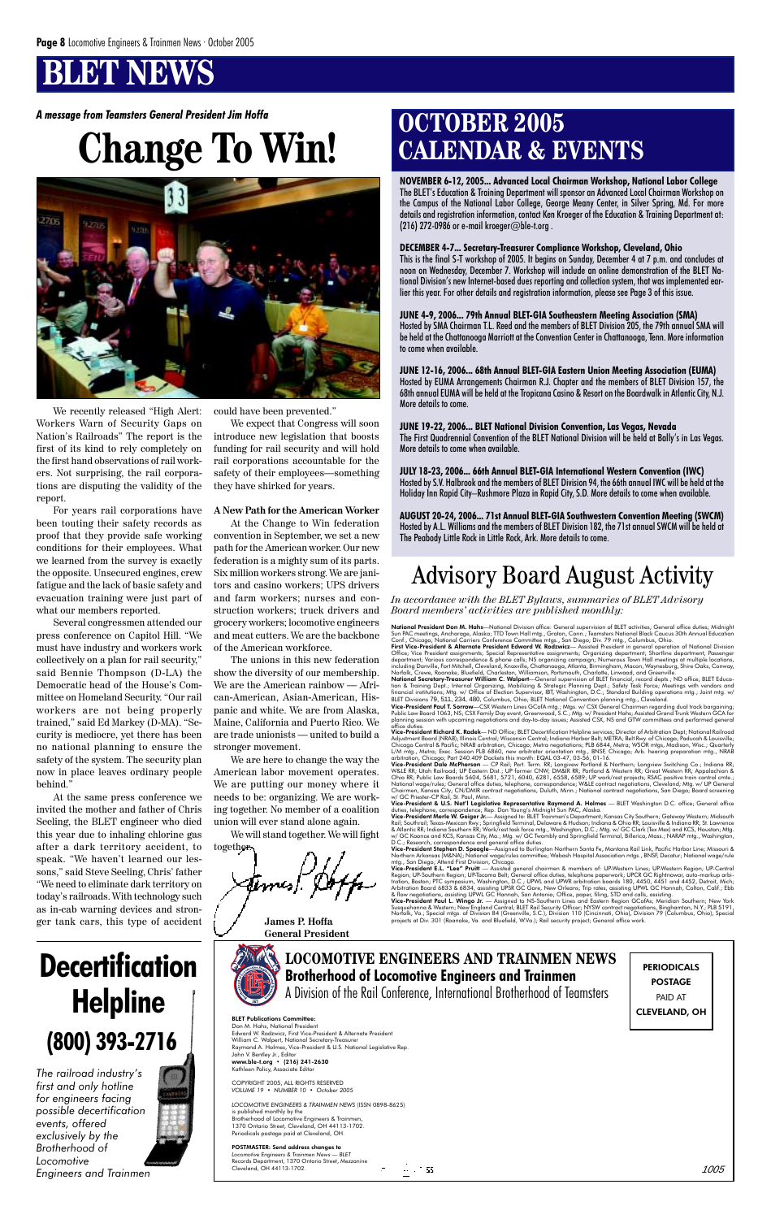# BLET NEWS

*A message from Teamsters General President Jim Hoffa*

# Change To Win!

We recently released "High Alert: Workers Warn of Security Gaps on Nation's Railroads" The report is the first of its kind to rely completely on the first hand observations of rail workers. Not surprising, the rail corporations are disputing the validity of the report.

For years rail corporations have been touting their safety records as proof that they provide safe working conditions for their employees. What we learned from the survey is exactly the opposite. Unsecured engines, crew fatigue and the lack of basic safety and evacuation training were just part of what our members reported.

Several congressmen attended our press conference on Capitol Hill. "We must have industry and workers work collectively on a plan for rail security," said Bennie Thompson (D-LA) the Democratic head of the House's Committee on Homeland Security. "Our rail workers are not being properly trained," said Ed Markey (D-MA). "Security is mediocre, yet there has been no national planning to ensure the safety of the system. The security plan now in place leaves ordinary people behind."

At the same press conference we invited the mother and father of Chris Seeling, the BLET engineer who died this year due to inhaling chlorine gas after a dark territory accident, to speak. "We haven't learned our lessons," said Steve Seeling, Chris' father "We need to eliminate dark territory on today's railroads. With technology such as in-cab warning devices and stronger tank cars, this type of accident could have been prevented."

We expect that Congress will soon introduce new legislation that boosts funding for rail security and will hold rail corporations accountable for the safety of their employees—something they have shirked for years.

**A New Path for the American Worker**

At the Change to Win federation convention in September, we set a new path for the American worker. Our new federation is a mighty sum of its parts. Six million workers strong. We are janitors and casino workers; UPS drivers and farm workers; nurses and construction workers; truck drivers and grocery workers; locomotive engineers and meat cutters. We are the backbone of the American workforce.

The unions in this new federation show the diversity of our membership. We are the American rainbow — African-American, Asian-American, Hispanic and white. We are from Alaska, Maine, California and Puerto Rico. We are trade unionists — united to build a stronger movement.

We are here to change the way the American labor movement operates. We are putting our money where it needs to be: organizing. We are working together. No member of a coalition union will ever stand alone again.

We will stand together. We will fight together.

**James P. Hoffa**
**General President**

# OCTOBER 2005 CALENDAR & EVENTS

**NOVEMBER 6-12, 2005... Advanced Local Chairman Workshop, National Labor College**
The BLET's Education & Training Department will sponsor an Advanced Local Chairman Workshop on the Campus of the National Labor College, George Meany Center, in Silver Spring, Md. For more details and registration information, contact Ken Kroeger of the Education & Training Department at: (216) 272-0986 or e-mail kroeger@ble-t.org .

**DECEMBER 4-7... Secretary-Treasurer Compliance Workshop, Cleveland, Ohio**
This is the final S-T workshop of 2005. It begins on Sunday, December 4 at 7 p.m. and concludes at noon on Wednesday, December 7. Workshop will include an online demonstration of the BLET National Division's new Internet-based dues reporting and collection system, that was implemented earlier this year. For other details and registration information, please see Page 3 of this issue.

**JUNE 4-9, 2006... 79th Annual BLET-GIA Southeastern Meeting Association (SMA)**
Hosted by SMA Chairman T.L. Reed and the members of BLET Division 205, the 79th annual SMA will be held at the Chattanooga Marriott at the Convention Center in Chattanooga, Tenn. More information to come when available.

**JUNE 12-16, 2006... 68th Annual BLET-GIA Eastern Union Meeting Association (EUMA)**
Hosted by EUMA Arrangements Chairman R.J. Chapter and the members of BLET Division 157, the 68th annual EUMA will be held at the Tropicana Casino & Resort on the Boardwalk in Atlantic City, N.J. More details to come.

**JUNE 19-22, 2006... BLET National Division Convention, Las Vegas, Nevada**
The First Quadrennial Convention of the BLET National Division will be held at Bally's in Las Vegas. More details to come when available.

**JULY 18-23, 2006... 66th Annual BLET-GIA International Western Convention (IWC)**
Hosted by S.V. Halbrook and the members of BLET Division 94, the 66th annual IWC will be held at the Holiday Inn Rapid City–Rushmore Plaza in Rapid City, S.D. More details to come when available.

**AUGUST 20-24, 2006... 71st Annual BLET-GIA Southwestern Convention Meeting (SWCM)**
Hosted by A.L. Williams and the members of BLET Division 182, the 71st annual SWCM will be held at The Peabody Little Rock in Little Rock, Ark. More details to come.

# Advisory Board August Activity

*In accordance with the BLET Bylaws, summaries of BLET Advisory Board members' activities are published monthly:*

**National President Don M. Hahs**—National Division office: General supervision of BLET activities; General office duties; Midnight Sun PAC meetings, Anchorage, Alaska; TTD Town Hall mtg., Groton, Conn.; Teamsters National Black Caucus 30th Annual Education Conf., Chicago; National Carriers Conference Committee mtgs., San Diego; Div. 79 mtg., Columbus, Ohio.

**First Vice-President & Alternate President Edward W. Rodzwicz**— Assisted President in general operation of National Division Office; Vice President assignments; Special Representative assignments; Organizing department; Shortline department; Passenger department; Various correspondence & phone calls; NS organizing campaign; Numerous Town Hall meetings at multiple locations, including Danville, Fort Mitchell, Cleveland, Knoxville, Chattanooga, Atlanta, Birmingham, Macon, Waynesburg, Shire Oaks, Conway, Norfolk, Crewe, Roanoke, Bluefield, Charleston, Williamson, Portsmouth, Charlotte, Linwood, and Greenville.

**National Secretary-Treasurer William C. Walpert**—General supervision of BLET financial, record depts.; ND office; BLET Education & Training Dept.; Internal Organizing, Mobilizing & Strategic Planning Dept.; Safety Task Force; Meetings with vendors and financial institutions; Mtg. w/ Office of Election Supervisor, IBT, Washington, D.C.; Standard Building operations mtg.; Joint mtg. w/ BLET Divisions 79, 511, 234, 480, Columbus, Ohio; BLET National Convention planning mtg., Cleveland.

**Vice-President Paul T. Sorrow**—CSX Western Lines GCofA mtg.; Mtgs. w/ CSX General Chairmen regarding dual track bargaining; Public Law Board 1063, NS; CSX Family Day event, Greenwood, S.C.; Mtg. w/ President Hahs; Assisted Grand Trunk Western GCA for planning session with upcoming negotiations and day-to-day issues; Assisted CSX, NS and GTW committees and performed general office duties.

**Vice-President Richard K. Radek**— ND Office; BLET Decertification Helpline services; Director of Arbitration Dept; National Railroad Adjustment Board (NRAB); Illinois Central; Wisconsin Central; Indiana Harbor Belt; METRA; Belt Rwy. of Chicago; Paducah & Louisville; Chicago Central & Pacific; NRAB arbitration, Chicago; Metra negotiations; PLB 6844, Metra; WSOR mtgs, Madison, Wisc.; Quarterly L/M mtg., Metra; Exec. Session PLB 6860, new arbitrator orientation mtg.; BNSF, Chicago; Arb. hearing preparation mtg., NRAB arbitration, Chicago; Part 240.409 Dockets this month: EQAL 03-47, 03-56, 01-16.

**Vice-President Dale McPherson** — CP Rail; Port. Term. RR; Longview Portland & Northern; Longview Switching Co.; Indiana RR; W&LE RR; Utah Railroad; UP Eastern Dist.; UP former CNW; DM&IR RR; Portland & Western RR; Great Western RR; Appalachian & Ohio RR; Public Law Boards 5604, 5681, 5721, 6040, 6281, 6558, 6589; UP work/rest projects; RSAC positive train control cmte.; National wage/rules; General office duties, telephone, correspondence; W&LE contract negotiations, Cleveland; Mtg. w/ UP General Chairmen, Kansas City; CN/DMIR contract negotiations, Duluth, Minn.; National contract negotiations, San Diego; Board screening w/ GC Priester-CP Rail, St. Paul, Minn.

**Vice-President & U.S. Nat'l Legislative Representative Raymond A. Holmes** — BLET Washington D.C. office; General office duties, telephone, correspondence; Rep. Don Young's Midnight Sun PAC, Alaska.

**Vice-President Merle W. Geiger Jr.**— Assigned to: BLET Trainmen's Department; Kansas City Southern; Gateway Western; Midsouth Rail; Southrail; Texas-Mexican Rwy.; Springfield Terminal, Delaware & Hudson, Indiana & Ohio RR; Louisville & Indiana RR; St. Lawrence & Atlantic RR; Indiana Southern RR; Work/rest task force mtg., Washington, D.C.; Mtg. w/ GC Clark (Tex-Mex) and KCS, Houston; Mtg. w/ GC Koonce and KCS, Kansas City, Mo.; Mtg. w/ GC Twombly and Springfield Terminal, Billerica, Mass.; NARAP mtg., Washington, D.C.; Research, correspondence and general office duties.

**Vice-President Stephen D. Speagle**—Assigned to Burlington Northern Santa Fe, Montana Rail Link, Pacific Harbor Line; Missouri & Northern Arkansas (M&NA); National wage/rules committee; Wabash Hospital Association mtgs., BNSF, Decatur; National wage/rule mtg., San Diego; Attend First Division, Chicago.

**Vice-President E.L. "Lee" Pruitt** — Assisted general chairmen & members of: UP-Western Lines; UP-Western Region; UP-Central Region; UP-Southern Region; UP-Tacoma Belt; General office duties, telephone paperwork; UPCR GC Rightnowar, auto-markup arbitration, Boston; PTC symposium, Washington, D.C.; UPWL and UPWR arbitration boards 180, 4450, 4451 and 4452, Detroit, Mich; Arbitration Board 6833 & 6834, assisting UPSR GC New Orleans; Trip rates, assisting UPWL GC Hannah, Colton, Calif.; Ebb & flow negotiations, assisting UPWL GC Hannah, San Antonio, Office, paper, filing, STD and calls, assisting.

**Vice-President Paul L. Wingo Jr.** — Assigned to NS-Southern Lines and Eastern Region GCofAs; Meridian Southern; New York Susquehanna & Western; New England Central; BLET Rail Security Officer; NYSW contract negotiations, Binghamton, N.Y.; PLB 5191, Norfolk, Va.; Special mtgs. of Division 84 (Greenville, S.C.), Division 110 (Cincinnati, Ohio), Division 79 (Columbus, Ohio); Special projects at Div. 301 (Roanoke, Va. and Bluefield, W.Va.); Rail security project; General office work.

# Decertification Helpline
## (800) 393-2716

*The railroad industry's first and only hotline for engineers facing possible decertification events, offered exclusively by the Brotherhood of Locomotive Engineers and Trainmen*

## LOCOMOTIVE ENGINEERS AND TRAINMEN NEWS
**Brotherhood of Locomotive Engineers and Trainmen**
A Division of the Rail Conference, International Brotherhood of Teamsters

**PERIODICALS POSTAGE**
PAID AT
**CLEVELAND, OH**

**BLET Publications Committee:**
Don M. Hahs, National President
Edward W. Rodzwicz, First Vice-President & Alternate President
William C. Walpert, National Secretary-Treasurer
Raymond A. Holmes, Vice-President & U.S. National Legislative Rep.
John V. Bentley Jr., Editor
**www.ble-t.org • (216) 241-2630**
Kathleen Policy, Associate Editor

COPYRIGHT 2005, ALL RIGHTS RESERVED
*VOLUME 19 • NUMBER 10 • October 2005*

*LOCOMOTIVE ENGINEERS & TRAINMEN NEWS* (ISSN 0898-8625)
is published monthly by the
Brotherhood of Locomotive Engineers & Trainmen,
1370 Ontario Street, Cleveland, OH 44113-1702.
Periodicals postage paid at Cleveland, OH.

**POSTMASTER: Send address changes to**
*Locomotive Engineers & Trainmen News — BLET*
Records Department, 1370 Ontario Street, Mezzanine
Cleveland, OH 44113-1702.